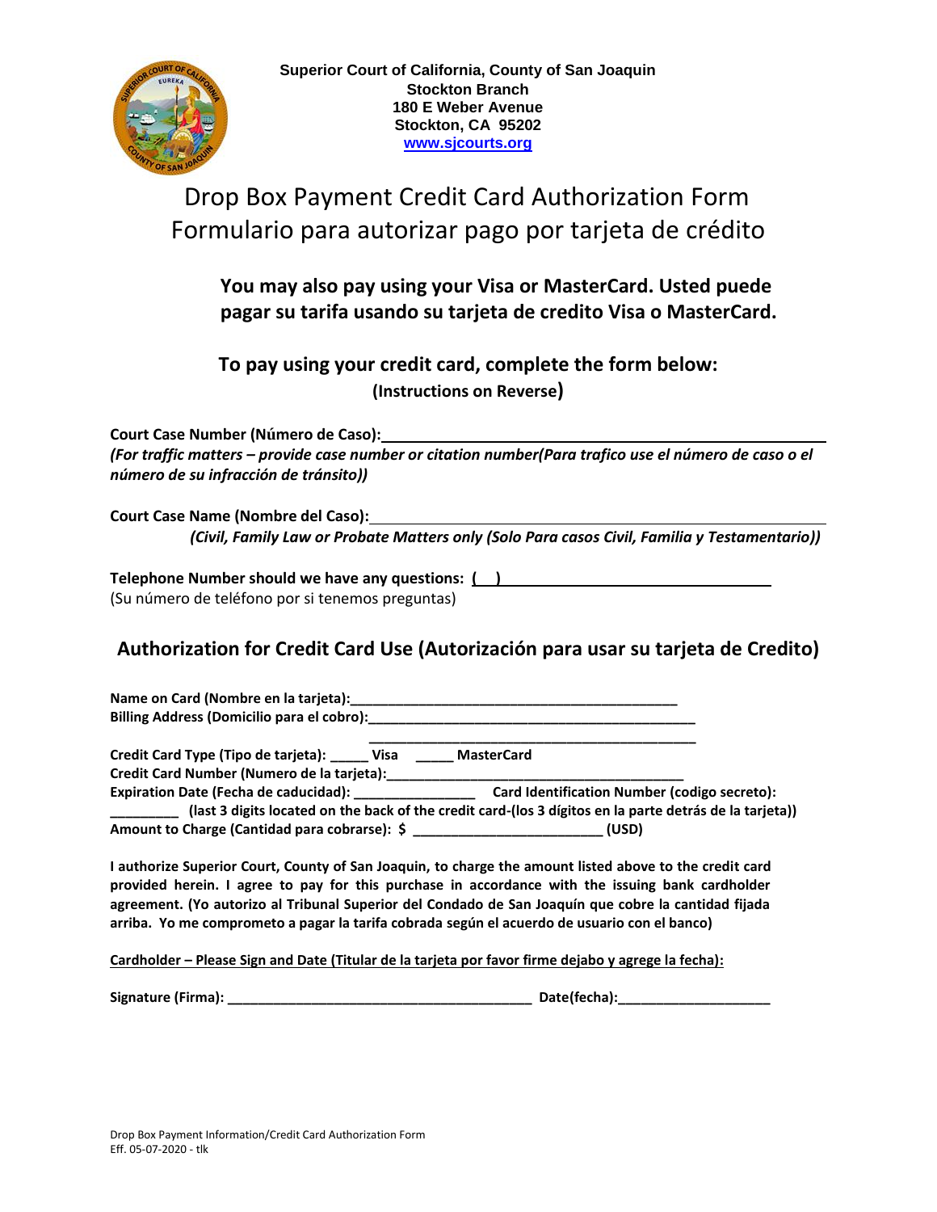**Superior Court of California, County of San Joaquin**
**Stockton Branch**
**180 E Weber Avenue**
**Stockton, CA 95202**
**www.sjcourts.org**

# Drop Box Payment Credit Card Authorization Form
# Formulario para autorizar pago por tarjeta de crédito

**You may also pay using your Visa or MasterCard. Usted puede pagar su tarifa usando su tarjeta de credito Visa o MasterCard.**

**To pay using your credit card, complete the form below:**
**(Instructions on Reverse)**

**Court Case Number (Número de Caso):**\_\_\_\_\_\_\_\_\_\_\_\_\_\_\_\_\_\_\_\_\_\_\_\_\_\_\_\_\_\_\_\_\_\_\_\_\_\_\_\_
***(For traffic matters – provide case number or citation number(Para trafico use el número de caso o el número de su infracción de tránsito))***

**Court Case Name (Nombre del Caso):**\_\_\_\_\_\_\_\_\_\_\_\_\_\_\_\_\_\_\_\_\_\_\_\_\_\_\_\_\_\_\_\_\_\_\_\_\_\_\_\_
***(Civil, Family Law or Probate Matters only (Solo Para casos Civil, Familia y Testamentario))***

**Telephone Number should we have any questions: (   )**\_\_\_\_\_\_\_\_\_\_\_\_\_\_\_\_\_\_\_\_\_\_\_\_\_\_\_\_\_\_
(Su número de teléfono por si tenemos preguntas)

## Authorization for Credit Card Use (Autorización para usar su tarjeta de Credito)

**Name on Card (Nombre en la tarjeta):**\_\_\_\_\_\_\_\_\_\_\_\_\_\_\_\_\_\_\_\_\_\_\_\_\_\_\_\_\_\_\_\_\_\_\_\_\_\_\_\_
**Billing Address (Domicilio para el cobro):**\_\_\_\_\_\_\_\_\_\_\_\_\_\_\_\_\_\_\_\_\_\_\_\_\_\_\_\_\_\_\_\_\_\_\_\_\_\_\_\_
\_\_\_\_\_\_\_\_\_\_\_\_\_\_\_\_\_\_\_\_\_\_\_\_\_\_\_\_\_\_\_\_\_\_\_\_\_\_\_\_

**Credit Card Type (Tipo de tarjeta): \_\_\_\_\_ Visa \_\_\_\_\_ MasterCard**
**Credit Card Number (Numero de la tarjeta):**\_\_\_\_\_\_\_\_\_\_\_\_\_\_\_\_\_\_\_\_\_\_\_\_\_\_\_\_\_\_\_\_\_\_\_\_\_\_\_\_
**Expiration Date (Fecha de caducidad):** \_\_\_\_\_\_\_\_\_\_\_\_\_\_\_\_ **Card Identification Number (codigo secreto):**
\_\_\_\_\_\_\_\_\_ **(last 3 digits located on the back of the credit card-(los 3 dígitos en la parte detrás de la tarjeta))**
**Amount to Charge (Cantidad para cobrarse): $** \_\_\_\_\_\_\_\_\_\_\_\_\_\_\_\_\_\_\_\_\_\_\_\_\_ **(USD)**

**I authorize Superior Court, County of San Joaquin, to charge the amount listed above to the credit card provided herein. I agree to pay for this purchase in accordance with the issuing bank cardholder agreement. (Yo autorizo al Tribunal Superior del Condado de San Joaquín que cobre la cantidad fijada arriba. Yo me comprometo a pagar la tarifa cobrada según el acuerdo de usuario con el banco)**

**Cardholder – Please Sign and Date (Titular de la tarjeta por favor firme dejabo y agregue la fecha):**

**Signature (Firma):** \_\_\_\_\_\_\_\_\_\_\_\_\_\_\_\_\_\_\_\_\_\_\_\_\_\_\_\_\_\_\_\_\_\_\_\_\_\_\_\_ **Date(fecha):**\_\_\_\_\_\_\_\_\_\_\_\_\_\_\_\_\_\_\_\_

Drop Box Payment Information/Credit Card Authorization Form
Eff. 05-07-2020 - tlk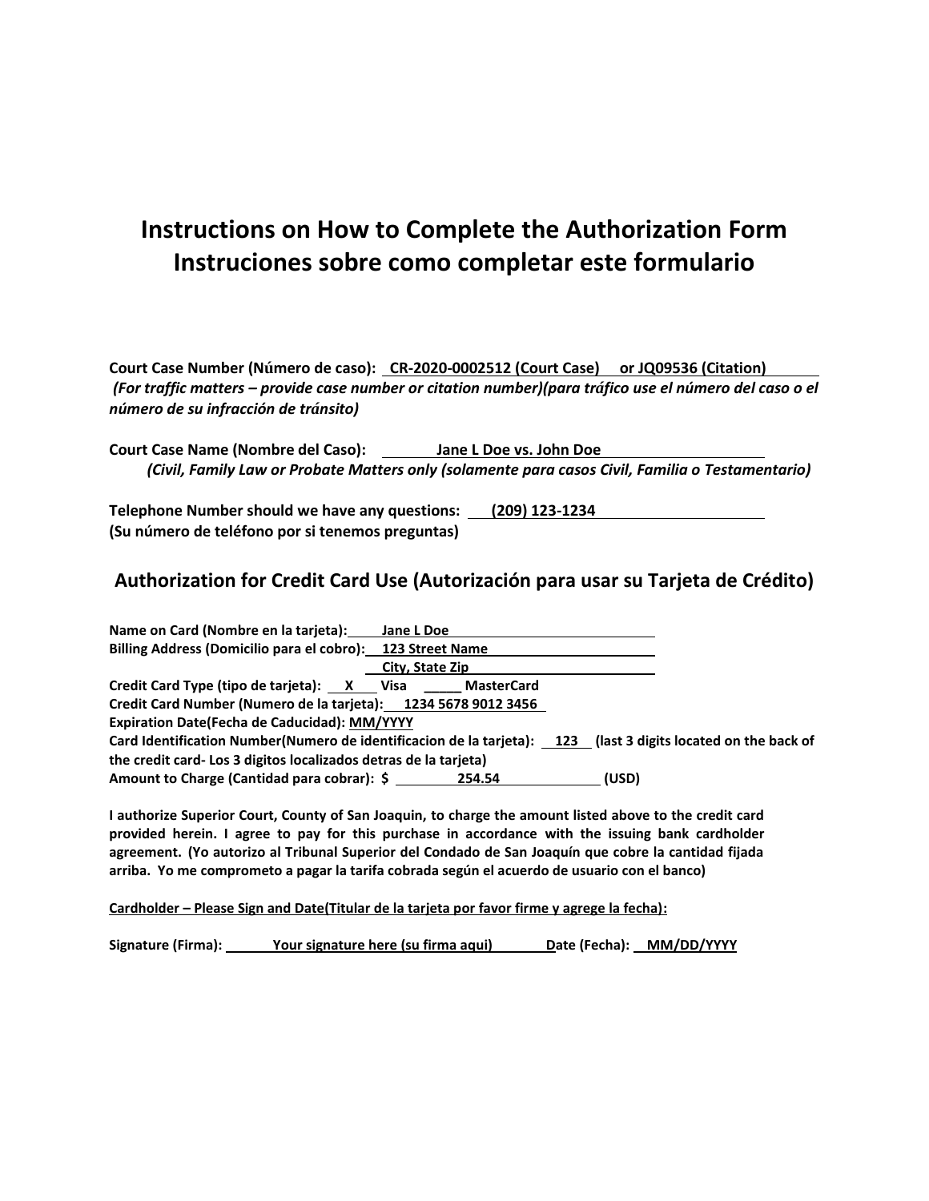# Instructions on How to Complete the Authorization Form
# Instruciones sobre como completar este formulario

**Court Case Number (Número de caso):** **CR-2020-0002512 (Court Case) or JQ09536 (Citation)**
***(For traffic matters – provide case number or citation number)(para tráfico use el número del caso o el número de su infracción de tránsito)***

**Court Case Name (Nombre del Caso):** **Jane L Doe vs. John Doe**
***(Civil, Family Law or Probate Matters only (solamente para casos Civil, Familia o Testamentario)***

**Telephone Number should we have any questions:** **(209) 123-1234**
**(Su número de teléfono por si tenemos preguntas)**

## Authorization for Credit Card Use (Autorización para usar su Tarjeta de Crédito)

**Name on Card (Nombre en la tarjeta):** **Jane L Doe**
**Billing Address (Domicilio para el cobro):** **123 Street Name**
**City, State Zip**
**Credit Card Type (tipo de tarjeta):** **X Visa _____ MasterCard**
**Credit Card Number (Numero de la tarjeta):** **1234 5678 9012 3456**
**Expiration Date(Fecha de Caducidad):** **MM/YYYY**
**Card Identification Number(Numero de identificacion de la tarjeta):** **123** **(last 3 digits located on the back of the credit card- Los 3 digitos localizados detras de la tarjeta)**
**Amount to Charge (Cantidad para cobrar): $** **254.54** **(USD)**

**I authorize Superior Court, County of San Joaquin, to charge the amount listed above to the credit card provided herein. I agree to pay for this purchase in accordance with the issuing bank cardholder agreement. (Yo autorizo al Tribunal Superior del Condado de San Joaquín que cobre la cantidad fijada arriba. Yo me comprometo a pagar la tarifa cobrada según el acuerdo de usuario con el banco)**

**Cardholder – Please Sign and Date(Titular de la tarjeta por favor firme y agregue la fecha):**

**Signature (Firma):** **Your signature here (su firma aqui)** **Date (Fecha):** **MM/DD/YYYY**